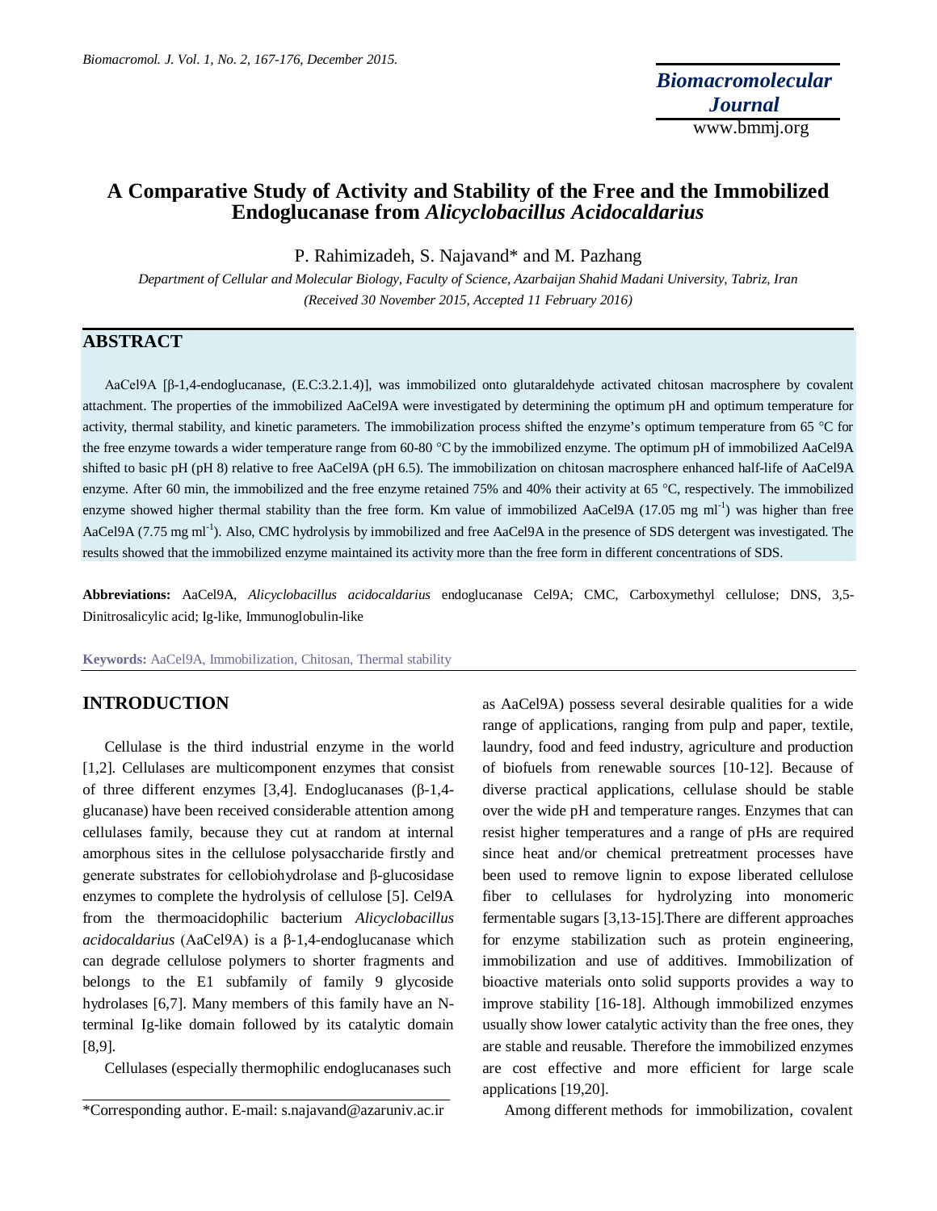# A Comparative Study of Activity and Stability of the Free and the Immobilized Endoglucanase from *Alicyclobacillus Acidocaldarius*

P. Rahimizadeh, S. Najavand* and M. Pazhang

*Department of Cellular and Molecular Biology, Faculty of Science, Azarbaijan Shahid Madani University, Tabriz, Iran*

*(Received 30 November 2015, Accepted 11 February 2016)*

## ABSTRACT

AaCel9A [β-1,4-endoglucanase, (E.C:3.2.1.4)], was immobilized onto glutaraldehyde activated chitosan macrosphere by covalent attachment. The properties of the immobilized AaCel9A were investigated by determining the optimum pH and optimum temperature for activity, thermal stability, and kinetic parameters. The immobilization process shifted the enzyme's optimum temperature from 65 °C for the free enzyme towards a wider temperature range from 60-80 °C by the immobilized enzyme. The optimum pH of immobilized AaCel9A shifted to basic pH (pH 8) relative to free AaCel9A (pH 6.5). The immobilization on chitosan macrosphere enhanced half-life of AaCel9A enzyme. After 60 min, the immobilized and the free enzyme retained 75% and 40% their activity at 65 °C, respectively. The immobilized enzyme showed higher thermal stability than the free form. Km value of immobilized AaCel9A (17.05 mg $ml^{-1}$) was higher than free AaCel9A (7.75 mg $ml^{-1}$). Also, CMC hydrolysis by immobilized and free AaCel9A in the presence of SDS detergent was investigated. The results showed that the immobilized enzyme maintained its activity more than the free form in different concentrations of SDS.

**Abbreviations:** AaCel9A, *Alicyclobacillus acidocaldarius* endoglucanase Cel9A; CMC, Carboxymethyl cellulose; DNS, 3,5-Dinitrosalicylic acid; Ig-like, Immunoglobulin-like

**Keywords:** AaCel9A, Immobilization, Chitosan, Thermal stability

## INTRODUCTION

Cellulase is the third industrial enzyme in the world [1,2]. Cellulases are multicomponent enzymes that consist of three different enzymes [3,4]. Endoglucanases (β-1,4-glucanase) have been received considerable attention among cellulases family, because they cut at random at internal amorphous sites in the cellulose polysaccharide firstly and generate substrates for cellobiohydrolase and β-glucosidase enzymes to complete the hydrolysis of cellulose [5]. Cel9A from the thermoacidophilic bacterium *Alicyclobacillus acidocaldarius* (AaCel9A) is a β-1,4-endoglucanase which can degrade cellulose polymers to shorter fragments and belongs to the E1 subfamily of family 9 glycoside hydrolases [6,7]. Many members of this family have an N-terminal Ig-like domain followed by its catalytic domain [8,9].

Cellulases (especially thermophilic endoglucanases such as AaCel9A) possess several desirable qualities for a wide range of applications, ranging from pulp and paper, textile, laundry, food and feed industry, agriculture and production of biofuels from renewable sources [10-12]. Because of diverse practical applications, cellulase should be stable over the wide pH and temperature ranges. Enzymes that can resist higher temperatures and a range of pHs are required since heat and/or chemical pretreatment processes have been used to remove lignin to expose liberated cellulose fiber to cellulases for hydrolyzing into monomeric fermentable sugars [3,13-15].There are different approaches for enzyme stabilization such as protein engineering, immobilization and use of additives. Immobilization of bioactive materials onto solid supports provides a way to improve stability [16-18]. Although immobilized enzymes usually show lower catalytic activity than the free ones, they are stable and reusable. Therefore the immobilized enzymes are cost effective and more efficient for large scale applications [19,20].

Among different methods for immobilization, covalent

*Corresponding author. E-mail: s.najavand@azaruniv.ac.ir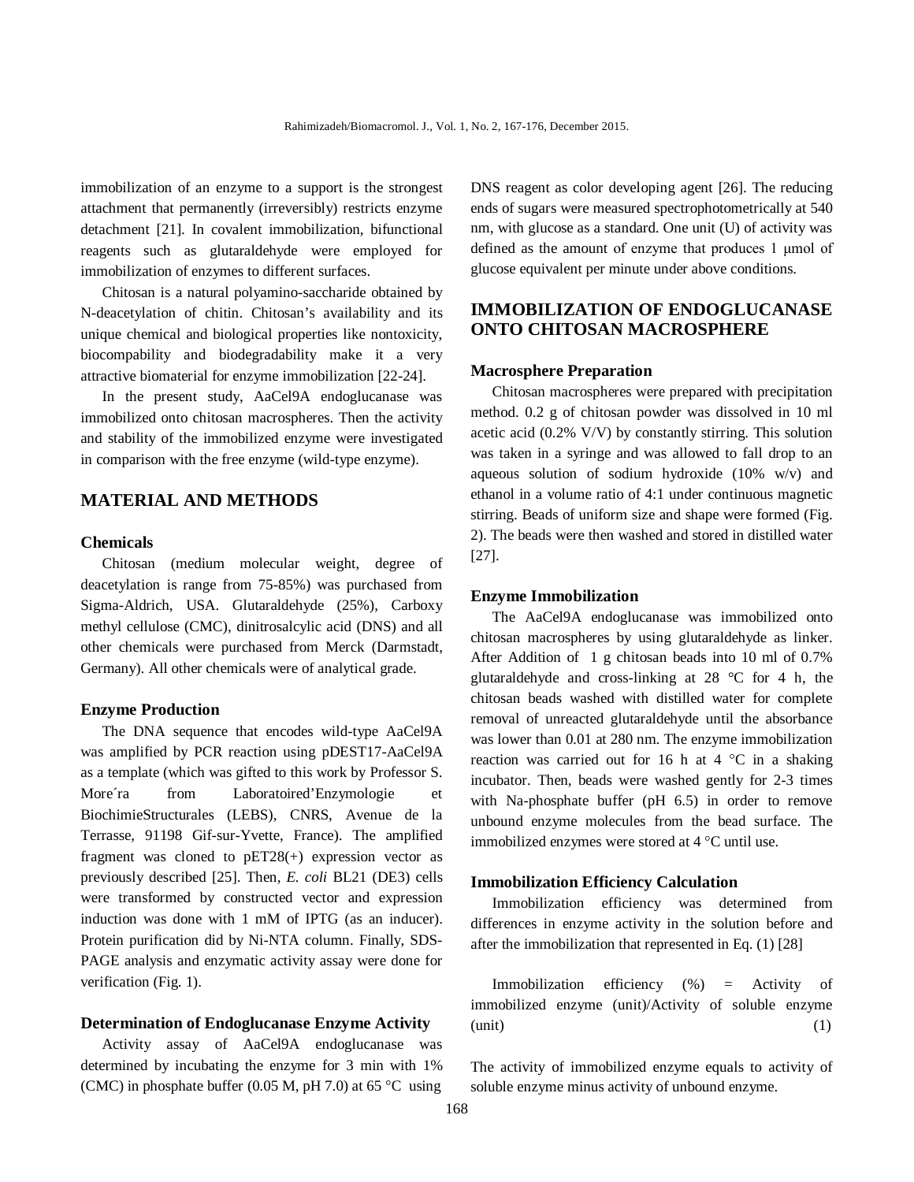immobilization of an enzyme to a support is the strongest attachment that permanently (irreversibly) restricts enzyme detachment [21]. In covalent immobilization, bifunctional reagents such as glutaraldehyde were employed for immobilization of enzymes to different surfaces.

Chitosan is a natural polyamino-saccharide obtained by N-deacetylation of chitin. Chitosan's availability and its unique chemical and biological properties like nontoxicity, biocompability and biodegradability make it a very attractive biomaterial for enzyme immobilization [22-24].

In the present study, AaCel9A endoglucanase was immobilized onto chitosan macrospheres. Then the activity and stability of the immobilized enzyme were investigated in comparison with the free enzyme (wild-type enzyme).

## MATERIAL AND METHODS

### Chemicals

Chitosan (medium molecular weight, degree of deacetylation is range from 75-85%) was purchased from Sigma-Aldrich, USA. Glutaraldehyde (25%), Carboxy methyl cellulose (CMC), dinitrosalcylic acid (DNS) and all other chemicals were purchased from Merck (Darmstadt, Germany). All other chemicals were of analytical grade.

### Enzyme Production

The DNA sequence that encodes wild-type AaCel9A was amplified by PCR reaction using pDEST17-AaCel9A as a template (which was gifted to this work by Professor S. More´ra from Laboratoired'Enzymologie et BiochimieStructurales (LEBS), CNRS, Avenue de la Terrasse, 91198 Gif-sur-Yvette, France). The amplified fragment was cloned to pET28(+) expression vector as previously described [25]. Then, *E. coli* BL21 (DE3) cells were transformed by constructed vector and expression induction was done with 1 mM of IPTG (as an inducer). Protein purification did by Ni-NTA column. Finally, SDS-PAGE analysis and enzymatic activity assay were done for verification (Fig. 1).

### Determination of Endoglucanase Enzyme Activity

Activity assay of AaCel9A endoglucanase was determined by incubating the enzyme for 3 min with 1% (CMC) in phosphate buffer (0.05 M, pH 7.0) at 65 °C using DNS reagent as color developing agent [26]. The reducing ends of sugars were measured spectrophotometrically at 540 nm, with glucose as a standard. One unit (U) of activity was defined as the amount of enzyme that produces 1 μmol of glucose equivalent per minute under above conditions.

## IMMOBILIZATION OF ENDOGLUCANASE ONTO CHITOSAN MACROSPHERE

### Macrosphere Preparation

Chitosan macrospheres were prepared with precipitation method. 0.2 g of chitosan powder was dissolved in 10 ml acetic acid (0.2% V/V) by constantly stirring. This solution was taken in a syringe and was allowed to fall drop to an aqueous solution of sodium hydroxide (10% w/v) and ethanol in a volume ratio of 4:1 under continuous magnetic stirring. Beads of uniform size and shape were formed (Fig. 2). The beads were then washed and stored in distilled water [27].

### Enzyme Immobilization

The AaCel9A endoglucanase was immobilized onto chitosan macrospheres by using glutaraldehyde as linker. After Addition of 1 g chitosan beads into 10 ml of 0.7% glutaraldehyde and cross-linking at 28 °C for 4 h, the chitosan beads washed with distilled water for complete removal of unreacted glutaraldehyde until the absorbance was lower than 0.01 at 280 nm. The enzyme immobilization reaction was carried out for 16 h at 4 °C in a shaking incubator. Then, beads were washed gently for 2-3 times with Na-phosphate buffer (pH 6.5) in order to remove unbound enzyme molecules from the bead surface. The immobilized enzymes were stored at 4 °C until use.

### Immobilization Efficiency Calculation

Immobilization efficiency was determined from differences in enzyme activity in the solution before and after the immobilization that represented in Eq. (1) [28]

Immobilization efficiency (%) = Activity of immobilized enzyme (unit)/Activity of soluble enzyme (unit) (1)

The activity of immobilized enzyme equals to activity of soluble enzyme minus activity of unbound enzyme.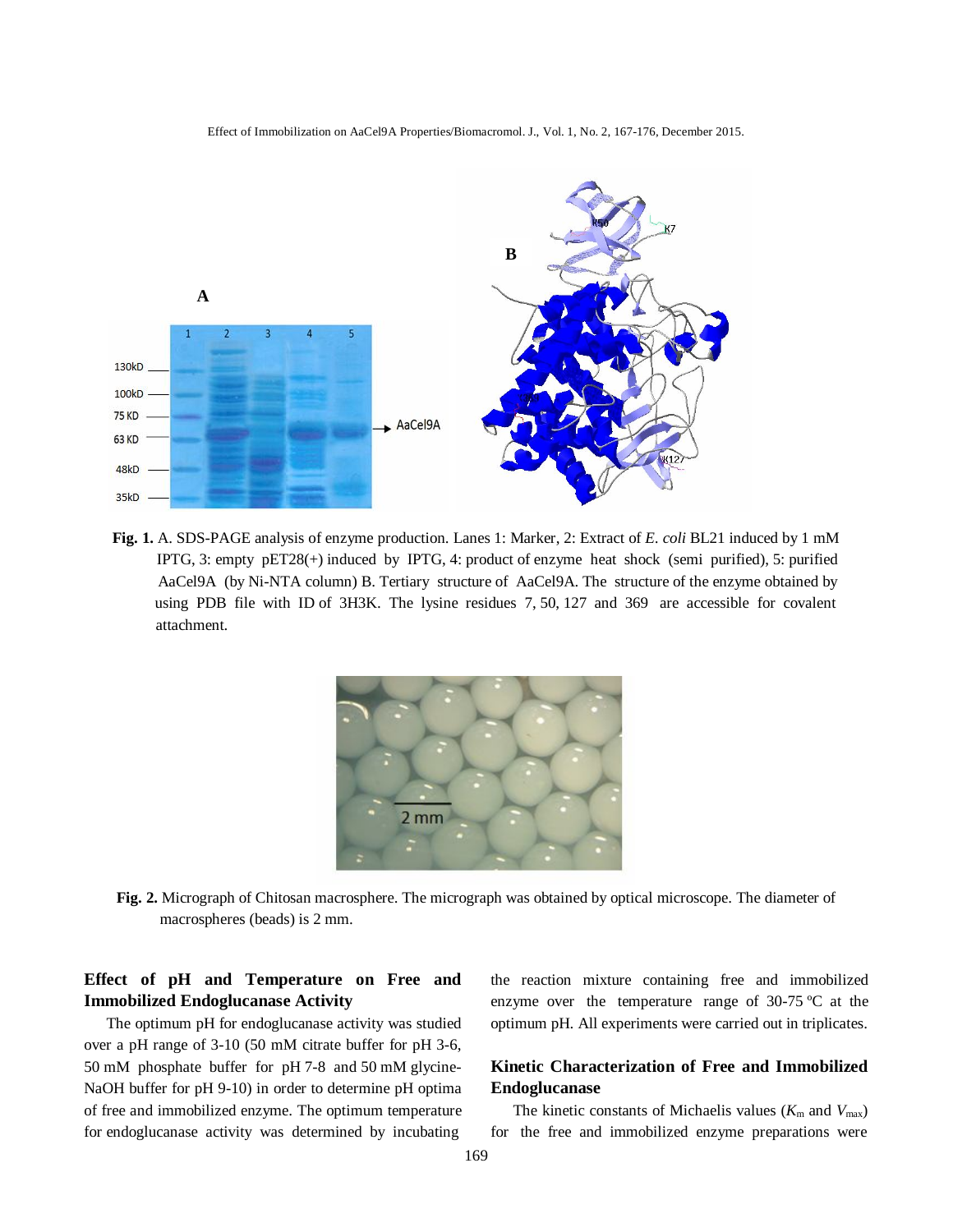**Fig. 1.** A. SDS-PAGE analysis of enzyme production. Lanes 1: Marker, 2: Extract of *E. coli* BL21 induced by 1 mM IPTG, 3: empty pET28(+) induced by IPTG, 4: product of enzyme heat shock (semi purified), 5: purified AaCel9A (by Ni-NTA column) B. Tertiary structure of AaCel9A. The structure of the enzyme obtained by using PDB file with ID of 3H3K. The lysine residues 7, 50, 127 and 369 are accessible for covalent attachment.

**Fig. 2.** Micrograph of Chitosan macrosphere. The micrograph was obtained by optical microscope. The diameter of macrospheres (beads) is 2 mm.

### Effect of pH and Temperature on Free and Immobilized Endoglucanase Activity

The optimum pH for endoglucanase activity was studied over a pH range of 3-10 (50 mM citrate buffer for pH 3-6, 50 mM phosphate buffer for pH 7-8 and 50 mM glycine-NaOH buffer for pH 9-10) in order to determine pH optima of free and immobilized enzyme. The optimum temperature for endoglucanase activity was determined by incubating the reaction mixture containing free and immobilized enzyme over the temperature range of 30-75 ºC at the optimum pH. All experiments were carried out in triplicates.

### Kinetic Characterization of Free and Immobilized Endoglucanase

The kinetic constants of Michaelis values ($K_m$ and $V_{max}$) for the free and immobilized enzyme preparations were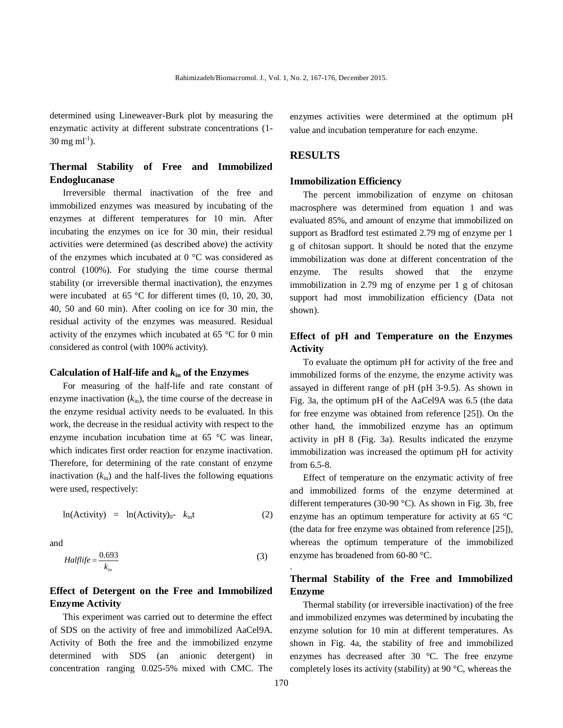determined using Lineweaver-Burk plot by measuring the enzymatic activity at different substrate concentrations (1-30 mg $ml^{-1}$).

## Thermal Stability of Free and Immobilized Endoglucanase

Irreversible thermal inactivation of the free and immobilized enzymes was measured by incubating of the enzymes at different temperatures for 10 min. After incubating the enzymes on ice for 30 min, their residual activities were determined (as described above) the activity of the enzymes which incubated at 0 °C was considered as control (100%). For studying the time course thermal stability (or irreversible thermal inactivation), the enzymes were incubated at 65 °C for different times (0, 10, 20, 30, 40, 50 and 60 min). After cooling on ice for 30 min, the residual activity of the enzymes was measured. Residual activity of the enzymes which incubated at 65 °C for 0 min considered as control (with 100% activity).

## Calculation of Half-life and $k_{in}$ of the Enzymes

For measuring of the half-life and rate constant of enzyme inactivation ($k_{in}$), the time course of the decrease in the enzyme residual activity needs to be evaluated. In this work, the decrease in the residual activity with respect to the enzyme incubation incubation time at 65 °C was linear, which indicates first order reaction for enzyme inactivation. Therefore, for determining of the rate constant of enzyme inactivation ($k_{in}$) and the half-lives the following equations were used, respectively:

$$\ln(\text{Activity}) = \ln(\text{Activity})_0 - k_{in}t \qquad (2)$$

and

$$Halflife = \frac{0.693}{k_{in}} \qquad (3)$$

## Effect of Detergent on the Free and Immobilized Enzyme Activity

This experiment was carried out to determine the effect of SDS on the activity of free and immobilized AaCel9A. Activity of Both the free and the immobilized enzyme determined with SDS (an anionic detergent) in concentration ranging 0.025-5% mixed with CMC. The enzymes activities were determined at the optimum pH value and incubation temperature for each enzyme.

# RESULTS

## Immobilization Efficiency

The percent immobilization of enzyme on chitosan macrosphere was determined from equation 1 and was evaluated 85%, and amount of enzyme that immobilized on support as Bradford test estimated 2.79 mg of enzyme per 1 g of chitosan support. It should be noted that the enzyme immobilization was done at different concentration of the enzyme. The results showed that the enzyme immobilization in 2.79 mg of enzyme per 1 g of chitosan support had most immobilization efficiency (Data not shown).

## Effect of pH and Temperature on the Enzymes Activity

To evaluate the optimum pH for activity of the free and immobilized forms of the enzyme, the enzyme activity was assayed in different range of pH (pH 3-9.5). As shown in Fig. 3a, the optimum pH of the AaCel9A was 6.5 (the data for free enzyme was obtained from reference [25]). On the other hand, the immobilized enzyme has an optimum activity in pH 8 (Fig. 3a). Results indicated the enzyme immobilization was increased the optimum pH for activity from 6.5-8.

Effect of temperature on the enzymatic activity of free and immobilized forms of the enzyme determined at different temperatures (30-90 °C). As shown in Fig. 3b, free enzyme has an optimum temperature for activity at 65 °C (the data for free enzyme was obtained from reference [25]), whereas the optimum temperature of the immobilized enzyme has broadened from 60-80 °C.

## Thermal Stability of the Free and Immobilized Enzyme

Thermal stability (or irreversible inactivation) of the free and immobilized enzymes was determined by incubating the enzyme solution for 10 min at different temperatures. As shown in Fig. 4a, the stability of free and immobilized enzymes has decreased after 30 °C. The free enzyme completely loses its activity (stability) at 90 °C, whereas the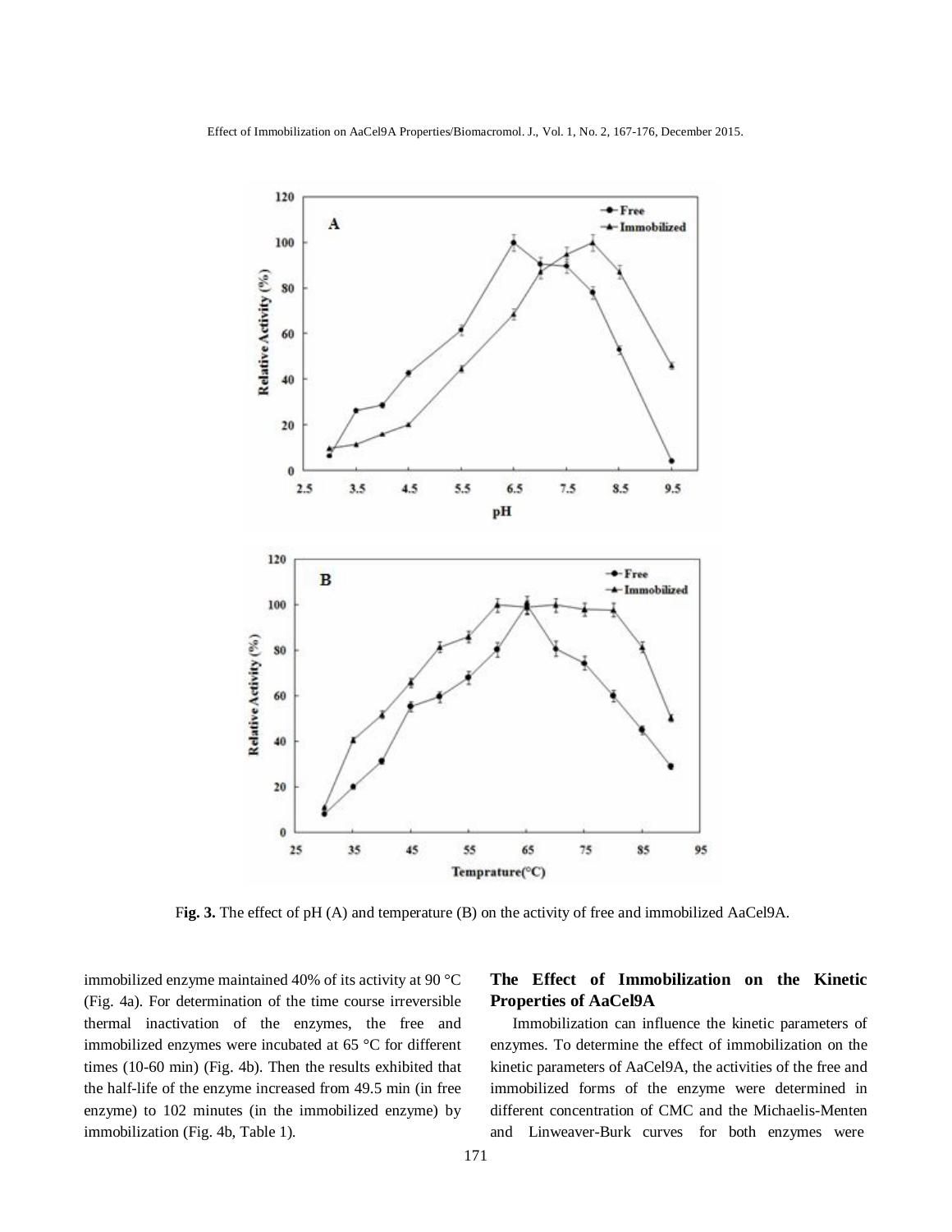Fig. 3. The effect of pH (A) and temperature (B) on the activity of free and immobilized AaCel9A.

immobilized enzyme maintained 40% of its activity at 90 °C (Fig. 4a). For determination of the time course irreversible thermal inactivation of the enzymes, the free and immobilized enzymes were incubated at 65 °C for different times (10-60 min) (Fig. 4b). Then the results exhibited that the half-life of the enzyme increased from 49.5 min (in free enzyme) to 102 minutes (in the immobilized enzyme) by immobilization (Fig. 4b, Table 1).

### The Effect of Immobilization on the Kinetic Properties of AaCel9A

Immobilization can influence the kinetic parameters of enzymes. To determine the effect of immobilization on the kinetic parameters of AaCel9A, the activities of the free and immobilized forms of the enzyme were determined in different concentration of CMC and the Michaelis-Menten and Linweaver-Burk curves for both enzymes were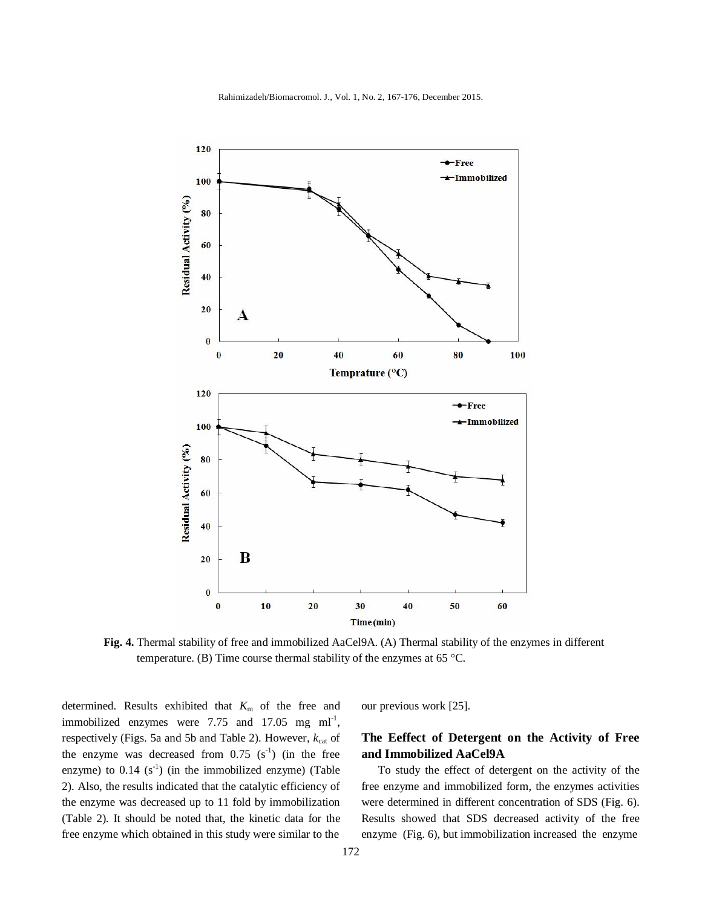**Fig. 4.** Thermal stability of free and immobilized AaCel9A. (A) Thermal stability of the enzymes in different temperature. (B) Time course thermal stability of the enzymes at 65 °C.

determined. Results exhibited that $K_m$ of the free and immobilized enzymes were 7.75 and 17.05 mg ml$^{-1}$, respectively (Figs. 5a and 5b and Table 2). However, $k_{cat}$ of the enzyme was decreased from 0.75 (s$^{-1}$) (in the free enzyme) to 0.14 (s$^{-1}$) (in the immobilized enzyme) (Table 2). Also, the results indicated that the catalytic efficiency of the enzyme was decreased up to 11 fold by immobilization (Table 2). It should be noted that, the kinetic data for the free enzyme which obtained in this study were similar to the our previous work [25].

## The Eeffect of Detergent on the Activity of Free and Immobilized AaCel9A

To study the effect of detergent on the activity of the free enzyme and immobilized form, the enzymes activities were determined in different concentration of SDS (Fig. 6). Results showed that SDS decreased activity of the free enzyme (Fig. 6), but immobilization increased the enzyme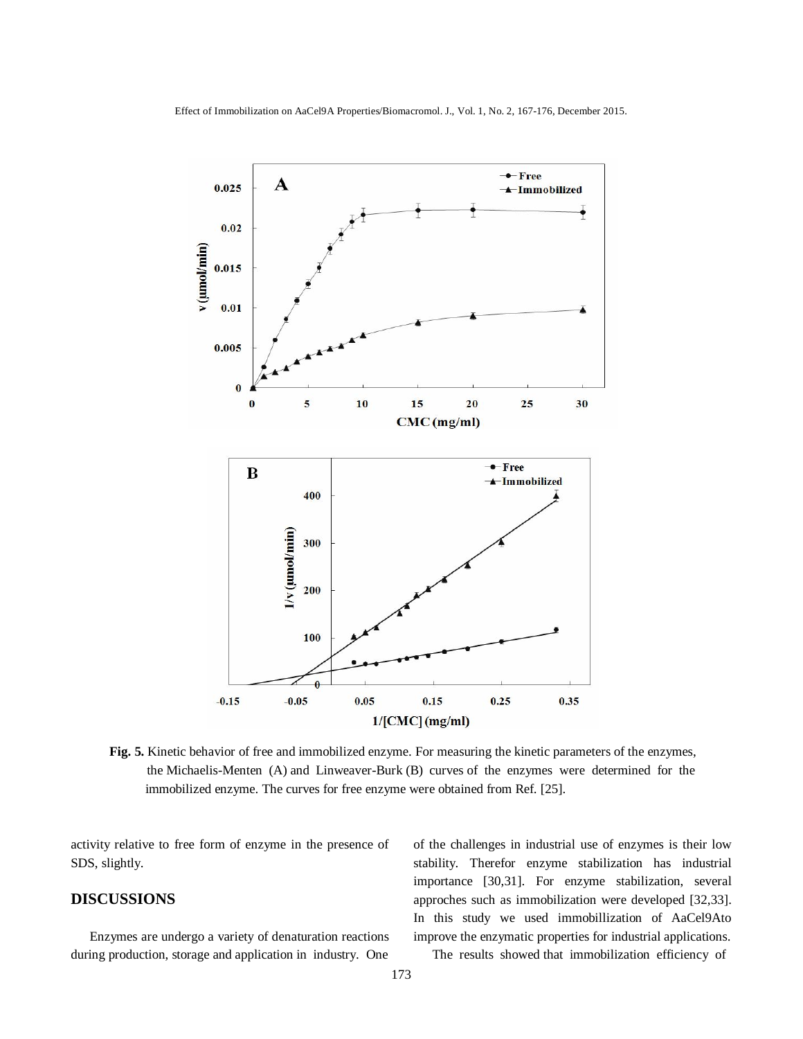**Fig. 5.** Kinetic behavior of free and immobilized enzyme. For measuring the kinetic parameters of the enzymes, the Michaelis-Menten (A) and Linweaver-Burk (B) curves of the enzymes were determined for the immobilized enzyme. The curves for free enzyme were obtained from Ref. [25].

activity relative to free form of enzyme in the presence of SDS, slightly.

## DISCUSSIONS

Enzymes are undergo a variety of denaturation reactions during production, storage and application in industry. One of the challenges in industrial use of enzymes is their low stability. Therefor enzyme stabilization has industrial importance [30,31]. For enzyme stabilization, several approches such as immobilization were developed [32,33]. In this study we used immobillization of AaCel9Ato improve the enzymatic properties for industrial applications.

The results showed that immobilization efficiency of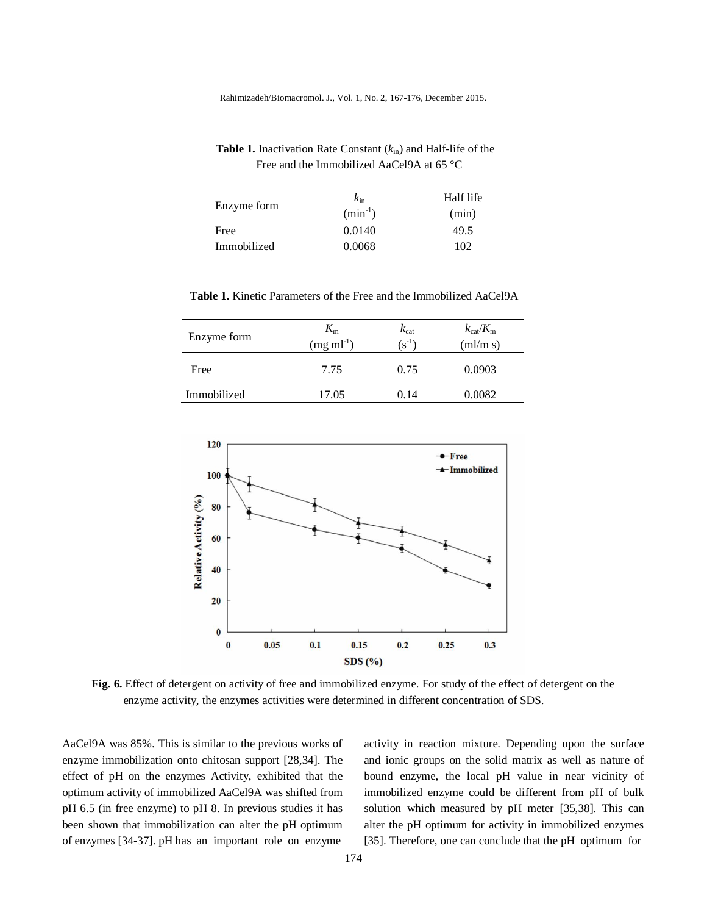**Table 1.** Inactivation Rate Constant ($k_{in}$) and Half-life of the Free and the Immobilized AaCel9A at 65 °C

| Enzyme form | $k_{in}$ (min$^{-1}$) | Half life (min) |
|---|---|---|
| Free | 0.0140 | 49.5 |
| Immobilized | 0.0068 | 102 |

**Table 1.** Kinetic Parameters of the Free and the Immobilized AaCel9A

| Enzyme form | $K_m$ (mg ml$^{-1}$) | $k_{cat}$ (s$^{-1}$) | $k_{cat}/K_m$ (ml/m s) |
|---|---|---|---|
| Free | 7.75 | 0.75 | 0.0903 |
| Immobilized | 17.05 | 0.14 | 0.0082 |

**Fig. 6.** Effect of detergent on activity of free and immobilized enzyme. For study of the effect of detergent on the enzyme activity, the enzymes activities were determined in different concentration of SDS.

AaCel9A was 85%. This is similar to the previous works of enzyme immobilization onto chitosan support [28,34]. The effect of pH on the enzymes Activity, exhibited that the optimum activity of immobilized AaCel9A was shifted from pH 6.5 (in free enzyme) to pH 8. In previous studies it has been shown that immobilization can alter the pH optimum of enzymes [34-37]. pH has an important role on enzyme activity in reaction mixture. Depending upon the surface and ionic groups on the solid matrix as well as nature of bound enzyme, the local pH value in near vicinity of immobilized enzyme could be different from pH of bulk solution which measured by pH meter [35,38]. This can alter the pH optimum for activity in immobilized enzymes [35]. Therefore, one can conclude that the pH optimum for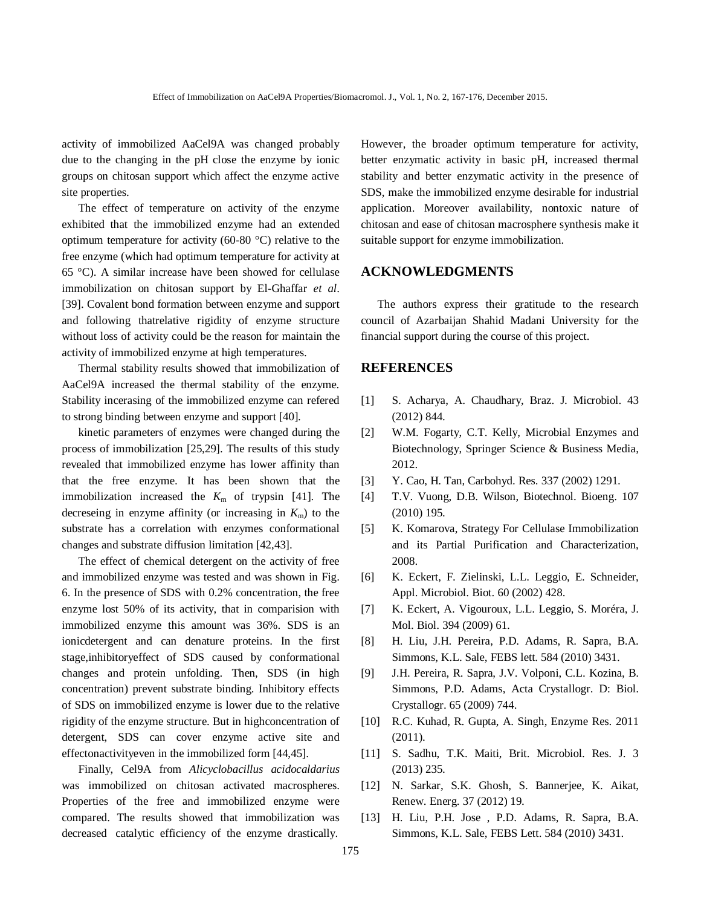activity of immobilized AaCel9A was changed probably due to the changing in the pH close the enzyme by ionic groups on chitosan support which affect the enzyme active site properties.

The effect of temperature on activity of the enzyme exhibited that the immobilized enzyme had an extended optimum temperature for activity (60-80 °C) relative to the free enzyme (which had optimum temperature for activity at 65 °C). A similar increase have been showed for cellulase immobilization on chitosan support by El-Ghaffar *et al*. [39]. Covalent bond formation between enzyme and support and following thatrelative rigidity of enzyme structure without loss of activity could be the reason for maintain the activity of immobilized enzyme at high temperatures.

Thermal stability results showed that immobilization of AaCel9A increased the thermal stability of the enzyme. Stability incerasing of the immobilized enzyme can refered to strong binding between enzyme and support [40].

kinetic parameters of enzymes were changed during the process of immobilization [25,29]. The results of this study revealed that immobilized enzyme has lower affinity than that the free enzyme. It has been shown that the immobilization increased the $K_m$ of trypsin [41]. The decreseing in enzyme affinity (or increasing in $K_m$) to the substrate has a correlation with enzymes conformational changes and substrate diffusion limitation [42,43].

The effect of chemical detergent on the activity of free and immobilized enzyme was tested and was shown in Fig. 6. In the presence of SDS with 0.2% concentration, the free enzyme lost 50% of its activity, that in comparision with immobilized enzyme this amount was 36%. SDS is an ionicdetergent and can denature proteins. In the first stage,inhibitoryeffect of SDS caused by conformational changes and protein unfolding. Then, SDS (in high concentration) prevent substrate binding. Inhibitory effects of SDS on immobilized enzyme is lower due to the relative rigidity of the enzyme structure. But in highconcentration of detergent, SDS can cover enzyme active site and effectonactivityeven in the immobilized form [44,45].

Finally, Cel9A from *Alicyclobacillus acidocaldarius* was immobilized on chitosan activated macrospheres. Properties of the free and immobilized enzyme were compared. The results showed that immobilization was decreased catalytic efficiency of the enzyme drastically. However, the broader optimum temperature for activity, better enzymatic activity in basic pH, increased thermal stability and better enzymatic activity in the presence of SDS, make the immobilized enzyme desirable for industrial application. Moreover availability, nontoxic nature of chitosan and ease of chitosan macrosphere synthesis make it suitable support for enzyme immobilization.

## ACKNOWLEDGMENTS

The authors express their gratitude to the research council of Azarbaijan Shahid Madani University for the financial support during the course of this project.

## REFERENCES

[1] S. Acharya, A. Chaudhary, Braz. J. Microbiol. 43 (2012) 844.

[2] W.M. Fogarty, C.T. Kelly, Microbial Enzymes and Biotechnology, Springer Science & Business Media, 2012.

[3] Y. Cao, H. Tan, Carbohyd. Res. 337 (2002) 1291.

[4] T.V. Vuong, D.B. Wilson, Biotechnol. Bioeng. 107 (2010) 195.

[5] K. Komarova, Strategy For Cellulase Immobilization and its Partial Purification and Characterization, 2008.

[6] K. Eckert, F. Zielinski, L.L. Leggio, E. Schneider, Appl. Microbiol. Biot. 60 (2002) 428.

[7] K. Eckert, A. Vigouroux, L.L. Leggio, S. Moréra, J. Mol. Biol. 394 (2009) 61.

[8] H. Liu, J.H. Pereira, P.D. Adams, R. Sapra, B.A. Simmons, K.L. Sale, FEBS lett. 584 (2010) 3431.

[9] J.H. Pereira, R. Sapra, J.V. Volponi, C.L. Kozina, B. Simmons, P.D. Adams, Acta Crystallogr. D: Biol. Crystallogr. 65 (2009) 744.

[10] R.C. Kuhad, R. Gupta, A. Singh, Enzyme Res. 2011 (2011).

[11] S. Sadhu, T.K. Maiti, Brit. Microbiol. Res. J. 3 (2013) 235.

[12] N. Sarkar, S.K. Ghosh, S. Bannerjee, K. Aikat, Renew. Energ. 37 (2012) 19.

[13] H. Liu, P.H. Jose , P.D. Adams, R. Sapra, B.A. Simmons, K.L. Sale, FEBS Lett. 584 (2010) 3431.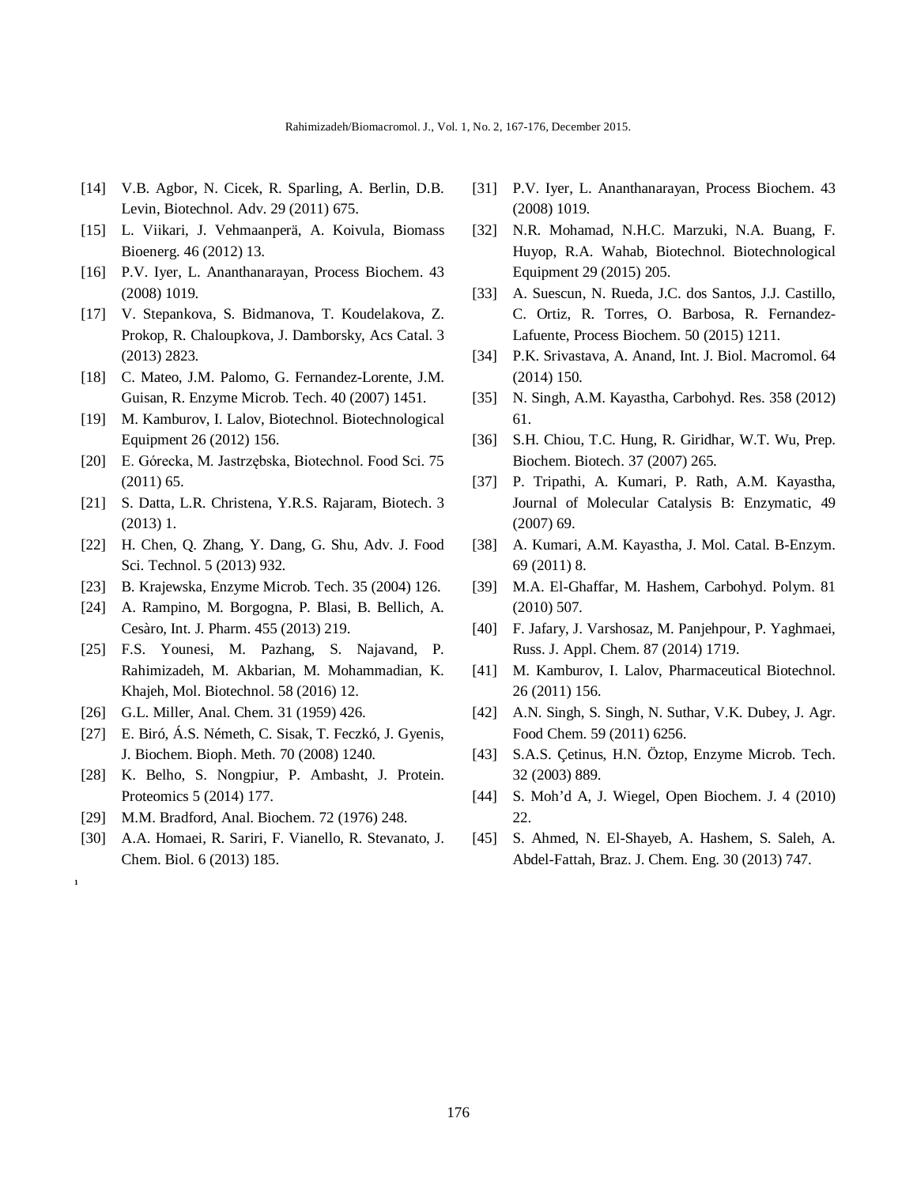[14] V.B. Agbor, N. Cicek, R. Sparling, A. Berlin, D.B. Levin, Biotechnol. Adv. 29 (2011) 675.

[15] L. Viikari, J. Vehmaanperä, A. Koivula, Biomass Bioenerg. 46 (2012) 13.

[16] P.V. Iyer, L. Ananthanarayan, Process Biochem. 43 (2008) 1019.

[17] V. Stepankova, S. Bidmanova, T. Koudelakova, Z. Prokop, R. Chaloupkova, J. Damborsky, Acs Catal. 3 (2013) 2823.

[18] C. Mateo, J.M. Palomo, G. Fernandez-Lorente, J.M. Guisan, R. Enzyme Microb. Tech. 40 (2007) 1451.

[19] M. Kamburov, I. Lalov, Biotechnol. Biotechnological Equipment 26 (2012) 156.

[20] E. Górecka, M. Jastrzębska, Biotechnol. Food Sci. 75 (2011) 65.

[21] S. Datta, L.R. Christena, Y.R.S. Rajaram, Biotech. 3 (2013) 1.

[22] H. Chen, Q. Zhang, Y. Dang, G. Shu, Adv. J. Food Sci. Technol. 5 (2013) 932.

[23] B. Krajewska, Enzyme Microb. Tech. 35 (2004) 126.

[24] A. Rampino, M. Borgogna, P. Blasi, B. Bellich, A. Cesàro, Int. J. Pharm. 455 (2013) 219.

[25] F.S. Younesi, M. Pazhang, S. Najavand, P. Rahimizadeh, M. Akbarian, M. Mohammadian, K. Khajeh, Mol. Biotechnol. 58 (2016) 12.

[26] G.L. Miller, Anal. Chem. 31 (1959) 426.

[27] E. Biró, Á.S. Németh, C. Sisak, T. Feczkó, J. Gyenis, J. Biochem. Bioph. Meth. 70 (2008) 1240.

[28] K. Belho, S. Nongpiur, P. Ambasht, J. Protein. Proteomics 5 (2014) 177.

[29] M.M. Bradford, Anal. Biochem. 72 (1976) 248.

[30] A.A. Homaei, R. Sariri, F. Vianello, R. Stevanato, J. Chem. Biol. 6 (2013) 185.

[31] P.V. Iyer, L. Ananthanarayan, Process Biochem. 43 (2008) 1019.

[32] N.R. Mohamad, N.H.C. Marzuki, N.A. Buang, F. Huyop, R.A. Wahab, Biotechnol. Biotechnological Equipment 29 (2015) 205.

[33] A. Suescun, N. Rueda, J.C. dos Santos, J.J. Castillo, C. Ortiz, R. Torres, O. Barbosa, R. Fernandez-Lafuente, Process Biochem. 50 (2015) 1211.

[34] P.K. Srivastava, A. Anand, Int. J. Biol. Macromol. 64 (2014) 150.

[35] N. Singh, A.M. Kayastha, Carbohyd. Res. 358 (2012) 61.

[36] S.H. Chiou, T.C. Hung, R. Giridhar, W.T. Wu, Prep. Biochem. Biotech. 37 (2007) 265.

[37] P. Tripathi, A. Kumari, P. Rath, A.M. Kayastha, Journal of Molecular Catalysis B: Enzymatic, 49 (2007) 69.

[38] A. Kumari, A.M. Kayastha, J. Mol. Catal. B-Enzym. 69 (2011) 8.

[39] M.A. El-Ghaffar, M. Hashem, Carbohyd. Polym. 81 (2010) 507.

[40] F. Jafary, J. Varshosaz, M. Panjehpour, P. Yaghmaei, Russ. J. Appl. Chem. 87 (2014) 1719.

[41] M. Kamburov, I. Lalov, Pharmaceutical Biotechnol. 26 (2011) 156.

[42] A.N. Singh, S. Singh, N. Suthar, V.K. Dubey, J. Agr. Food Chem. 59 (2011) 6256.

[43] S.A.S. Çetinus, H.N. Öztop, Enzyme Microb. Tech. 32 (2003) 889.

[44] S. Moh'd A, J. Wiegel, Open Biochem. J. 4 (2010) 22.

[45] S. Ahmed, N. El-Shayeb, A. Hashem, S. Saleh, A. Abdel-Fattah, Braz. J. Chem. Eng. 30 (2013) 747.